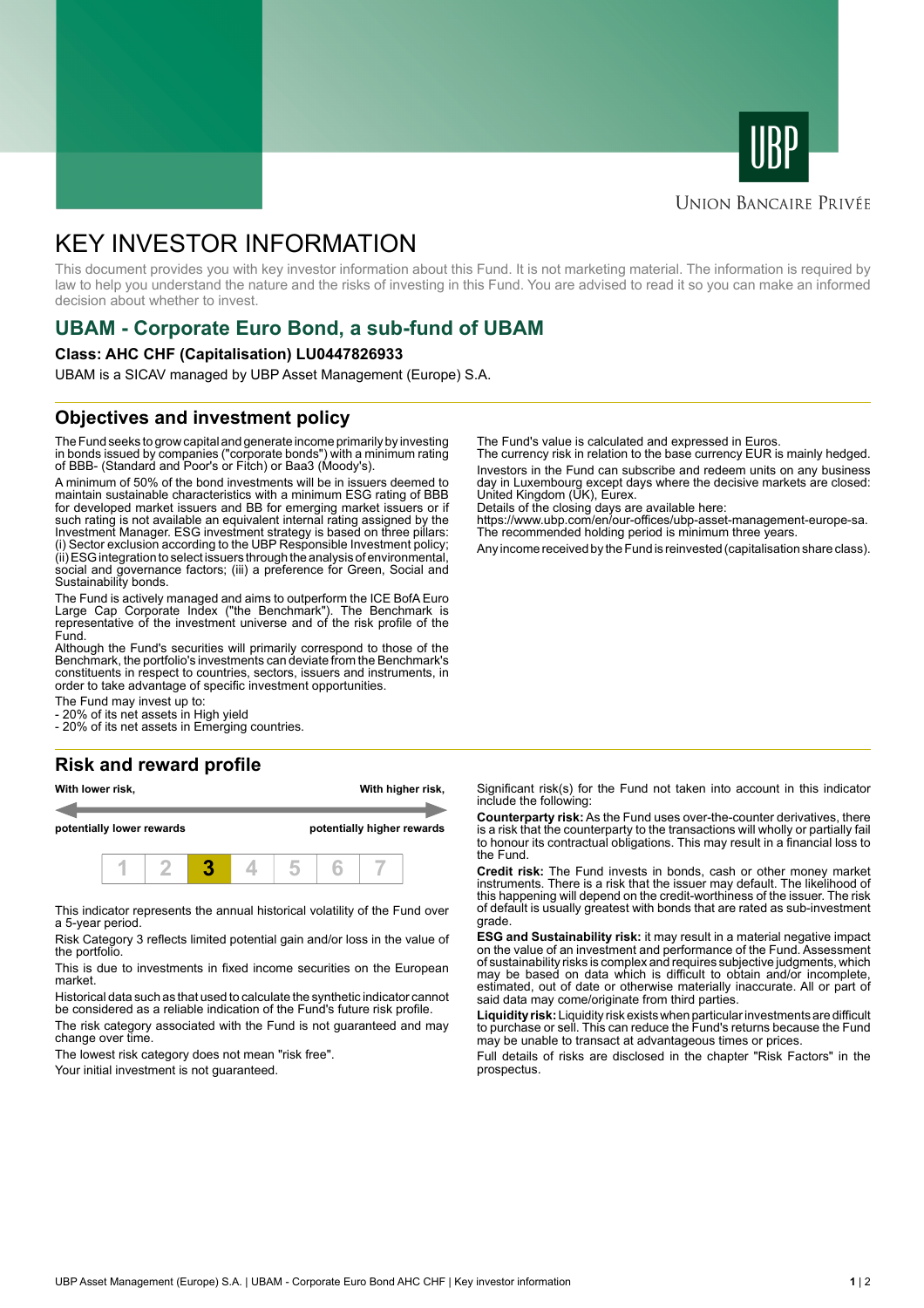# KEY INVESTOR INFORMATION

This document provides you with key investor information about this Fund. It is not marketing material. The information is required by law to help you understand the nature and the risks of investing in this Fund. You are advised to read it so you can make an informed decision about whether to invest.

## UBAM - Corporate Euro Bond, a sub-fund of UBAM

**Class: AHC CHF (Capitalisation) LU0447826933**

UBAM is a SICAV managed by UBP Asset Management (Europe) S.A.

## Objectives and investment policy

The Fund seeks to grow capital and generate income primarily by investing in bonds issued by companies ("corporate bonds") with a minimum rating of BBB- (Standard and Poor's or Fitch) or Baa3 (Moody's).

A minimum of 50% of the bond investments will be in issuers deemed to maintain sustainable characteristics with a minimum ESG rating of BBB for developed market issuers and BB for emerging market issuers or if such rating is not available an equivalent internal rating assigned by the Investment Manager. ESG investment strategy is based on three pillars: (i) Sector exclusion according to the UBP Responsible Investment policy; (ii) ESG integration to select issuers through the analysis of environmental, social and governance factors; (iii) a preference for Green, Social and Sustainability bonds.

The Fund is actively managed and aims to outperform the ICE BofA Euro Large Cap Corporate Index ("the Benchmark"). The Benchmark is representative of the investment universe and of the risk profile of the Fund.
Although the Fund's securities will primarily correspond to those of the Benchmark, the portfolio's investments can deviate from the Benchmark's constituents in respect to countries, sectors, issuers and instruments, in order to take advantage of specific investment opportunities.

The Fund may invest up to:
- 20% of its net assets in High yield
- 20% of its net assets in Emerging countries.

The Fund's value is calculated and expressed in Euros.
The currency risk in relation to the base currency EUR is mainly hedged.

Investors in the Fund can subscribe and redeem units on any business day in Luxembourg except days where the decisive markets are closed: United Kingdom (UK), Eurex.
Details of the closing days are available here:
https://www.ubp.com/en/our-offices/ubp-asset-management-europe-sa.
The recommended holding period is minimum three years.

Any income received by the Fund is reinvested (capitalisation share class).

## Risk and reward profile

| With lower risk, potentially lower rewards | | | | | | With higher risk, potentially higher rewards |
|---|---|---|---|---|---|---|
| 1 | 2 | **3** | 4 | 5 | 6 | 7 |

This indicator represents the annual historical volatility of the Fund over a 5-year period.

Risk Category 3 reflects limited potential gain and/or loss in the value of the portfolio.

This is due to investments in fixed income securities on the European market.

Historical data such as that used to calculate the synthetic indicator cannot be considered as a reliable indication of the Fund's future risk profile.

The risk category associated with the Fund is not guaranteed and may change over time.

The lowest risk category does not mean "risk free".

Your initial investment is not guaranteed.

Significant risk(s) for the Fund not taken into account in this indicator include the following:

**Counterparty risk:** As the Fund uses over-the-counter derivatives, there is a risk that the counterparty to the transactions will wholly or partially fail to honour its contractual obligations. This may result in a financial loss to the Fund.

**Credit risk:** The Fund invests in bonds, cash or other money market instruments. There is a risk that the issuer may default. The likelihood of this happening will depend on the credit-worthiness of the issuer. The risk of default is usually greatest with bonds that are rated as sub-investment grade.

**ESG and Sustainability risk:** it may result in a material negative impact on the value of an investment and performance of the Fund. Assessment of sustainability risks is complex and requires subjective judgments, which may be based on data which is difficult to obtain and/or incomplete, estimated, out of date or otherwise materially inaccurate. All or part of said data may come/originate from third parties.

**Liquidity risk:** Liquidity risk exists when particular investments are difficult to purchase or sell. This can reduce the Fund's returns because the Fund may be unable to transact at advantageous times or prices.

Full details of risks are disclosed in the chapter "Risk Factors" in the prospectus.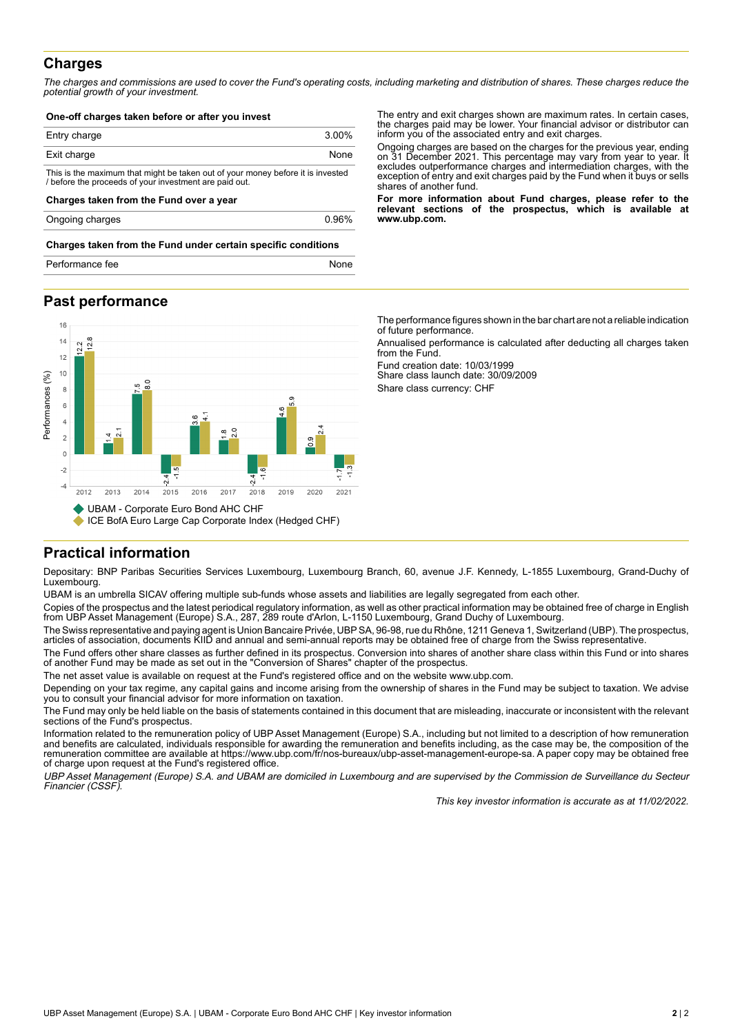## Charges

*The charges and commissions are used to cover the Fund's operating costs, including marketing and distribution of shares. These charges reduce the potential growth of your investment.*

| One-off charges taken before or after you invest | |
|---|---|
| Entry charge | 3.00% |
| Exit charge | None |

This is the maximum that might be taken out of your money before it is invested / before the proceeds of your investment are paid out.

| Charges taken from the Fund over a year | |
|---|---|
| Ongoing charges | 0.96% |

| Charges taken from the Fund under certain specific conditions | |
|---|---|
| Performance fee | None |

The entry and exit charges shown are maximum rates. In certain cases, the charges paid may be lower. Your financial advisor or distributor can inform you of the associated entry and exit charges.

Ongoing charges are based on the charges for the previous year, ending on 31 December 2021. This percentage may vary from year to year. It excludes outperformance charges and intermediation charges, with the exception of entry and exit charges paid by the Fund when it buys or sells shares of another fund.

**For more information about Fund charges, please refer to the relevant sections of the prospectus, which is available at www.ubp.com.**

## Past performance

Performances (%)

16
14
12
10
8
6
4
2
0
-2
-4

12.2 12.8
1.4 2.1
7.5 8.0
-2.4 -1.5
3.6 4.1
1.8 2.0
-2.4 -1.6
4.6 5.9
0.9 2.4
-1.7 -1.3

2012 2013 2014 2015 2016 2017 2018 2019 2020 2021

UBAM - Corporate Euro Bond AHC CHF
ICE BofA Euro Large Cap Corporate Index (Hedged CHF)

The performance figures shown in the bar chart are not a reliable indication of future performance.

Annualised performance is calculated after deducting all charges taken from the Fund.

Fund creation date: 10/03/1999
Share class launch date: 30/09/2009
Share class currency: CHF

## Practical information

Depositary: BNP Paribas Securities Services Luxembourg, Luxembourg Branch, 60, avenue J.F. Kennedy, L-1855 Luxembourg, Grand-Duchy of Luxembourg.

UBAM is an umbrella SICAV offering multiple sub-funds whose assets and liabilities are legally segregated from each other.

Copies of the prospectus and the latest periodical regulatory information, as well as other practical information may be obtained free of charge in English from UBP Asset Management (Europe) S.A., 287, 289 route d'Arlon, L-1150 Luxembourg, Grand Duchy of Luxembourg.

The Swiss representative and paying agent is Union Bancaire Privée, UBP SA, 96-98, rue du Rhône, 1211 Geneva 1, Switzerland (UBP). The prospectus, articles of association, documents KIID and semi-annual reports may be obtained free of charge from the Swiss representative.

The Fund offers other share classes as further defined in its prospectus. Conversion into shares of another share class within this Fund or into shares of another Fund may be made as set out in the "Conversion of Shares" chapter of the prospectus.

The net asset value is available on request at the Fund's registered office and on the website www.ubp.com.

Depending on your tax regime, any capital gains and income arising from the ownership of shares in the Fund may be subject to taxation. We advise you to consult your financial advisor for more information on taxation.

The Fund may only be held liable on the basis of statements contained in this document that are misleading, inaccurate or inconsistent with the relevant sections of the Fund's prospectus.

Information related to the remuneration policy of UBP Asset Management (Europe) S.A., including but not limited to a description of how remuneration and benefits are calculated, individuals responsible for awarding the remuneration and benefits including, as the case may be, the composition of the remuneration committee are available at https://www.ubp.com/fr/nos-bureaux/ubp-asset-management-europe-sa. A paper copy may be obtained free of charge upon request at the Fund's registered office.

*UBP Asset Management (Europe) S.A. and UBAM are domiciled in Luxembourg and are supervised by the Commission de Surveillance du Secteur Financier (CSSF).*

*This key investor information is accurate as at 11/02/2022.*